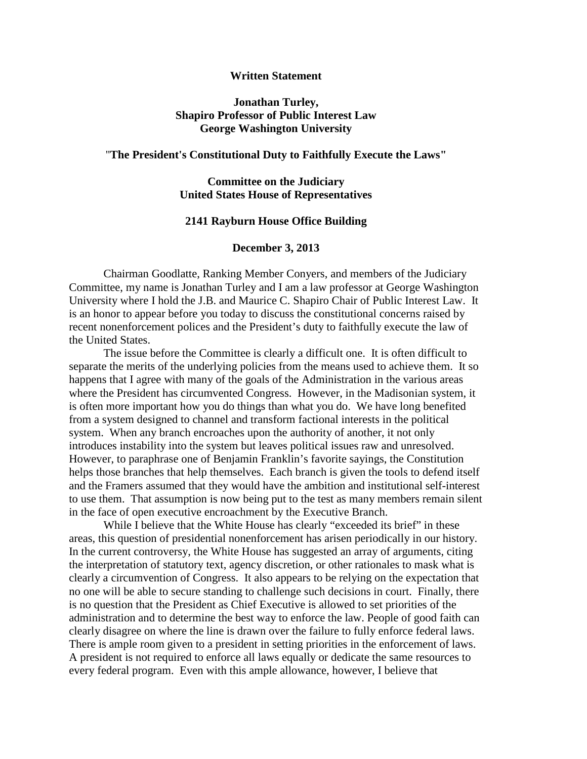**Written Statement**

**Jonathan Turley,**
**Shapiro Professor of Public Interest Law**
**George Washington University**

"**The President's Constitutional Duty to Faithfully Execute the Laws"**

**Committee on the Judiciary**
**United States House of Representatives**

**2141 Rayburn House Office Building**

**December 3, 2013**

Chairman Goodlatte, Ranking Member Conyers, and members of the Judiciary Committee, my name is Jonathan Turley and I am a law professor at George Washington University where I hold the J.B. and Maurice C. Shapiro Chair of Public Interest Law. It is an honor to appear before you today to discuss the constitutional concerns raised by recent nonenforcement polices and the President's duty to faithfully execute the law of the United States.

The issue before the Committee is clearly a difficult one. It is often difficult to separate the merits of the underlying policies from the means used to achieve them. It so happens that I agree with many of the goals of the Administration in the various areas where the President has circumvented Congress. However, in the Madisonian system, it is often more important how you do things than what you do. We have long benefited from a system designed to channel and transform factional interests in the political system. When any branch encroaches upon the authority of another, it not only introduces instability into the system but leaves political issues raw and unresolved. However, to paraphrase one of Benjamin Franklin's favorite sayings, the Constitution helps those branches that help themselves. Each branch is given the tools to defend itself and the Framers assumed that they would have the ambition and institutional self-interest to use them. That assumption is now being put to the test as many members remain silent in the face of open executive encroachment by the Executive Branch.

While I believe that the White House has clearly "exceeded its brief" in these areas, this question of presidential nonenforcement has arisen periodically in our history. In the current controversy, the White House has suggested an array of arguments, citing the interpretation of statutory text, agency discretion, or other rationales to mask what is clearly a circumvention of Congress. It also appears to be relying on the expectation that no one will be able to secure standing to challenge such decisions in court. Finally, there is no question that the President as Chief Executive is allowed to set priorities of the administration and to determine the best way to enforce the law. People of good faith can clearly disagree on where the line is drawn over the failure to fully enforce federal laws. There is ample room given to a president in setting priorities in the enforcement of laws. A president is not required to enforce all laws equally or dedicate the same resources to every federal program. Even with this ample allowance, however, I believe that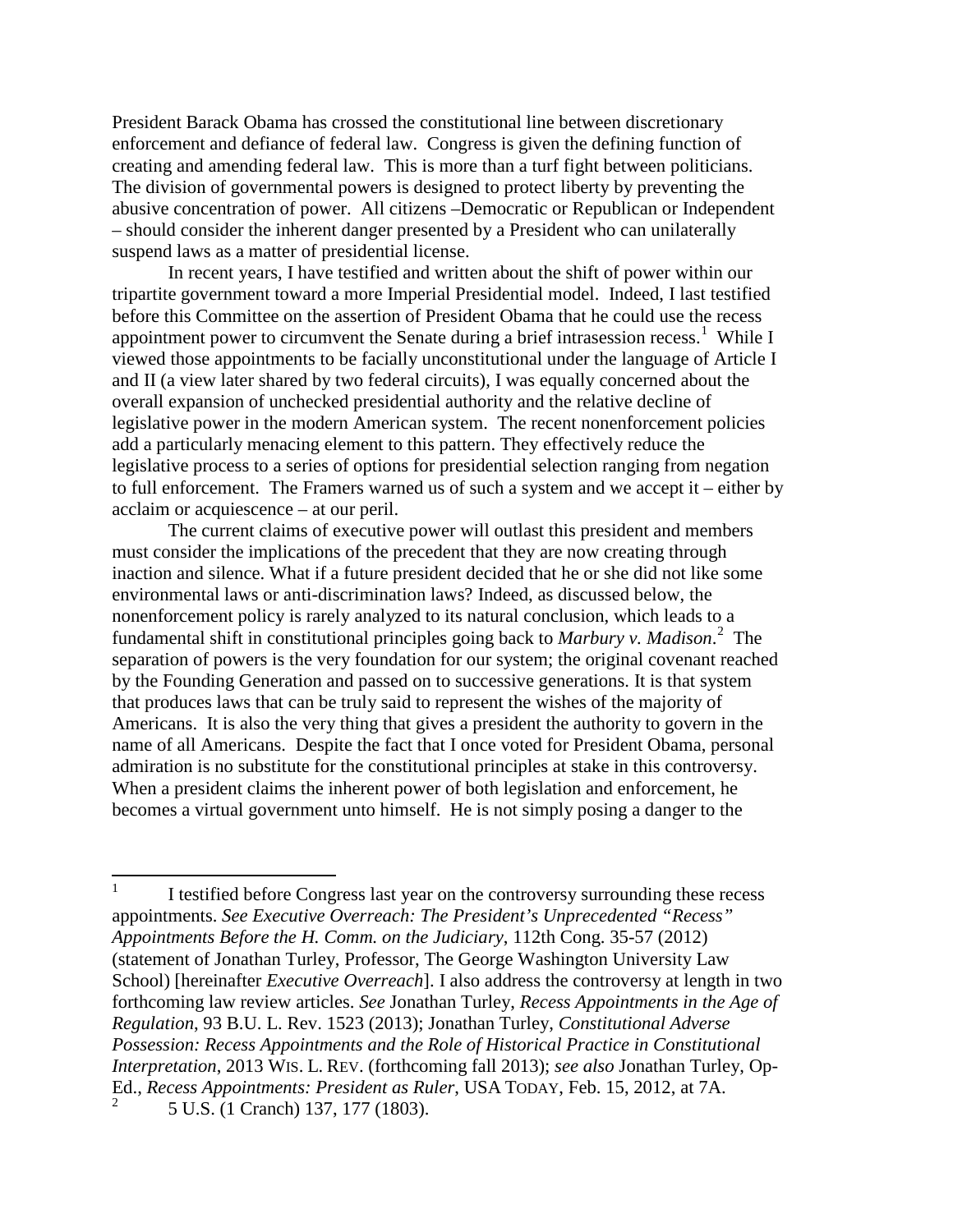President Barack Obama has crossed the constitutional line between discretionary enforcement and defiance of federal law. Congress is given the defining function of creating and amending federal law. This is more than a turf fight between politicians. The division of governmental powers is designed to protect liberty by preventing the abusive concentration of power. All citizens –Democratic or Republican or Independent – should consider the inherent danger presented by a President who can unilaterally suspend laws as a matter of presidential license.

In recent years, I have testified and written about the shift of power within our tripartite government toward a more Imperial Presidential model. Indeed, I last testified before this Committee on the assertion of President Obama that he could use the recess appointment power to circumvent the Senate during a brief intrasession recess.[1] While I viewed those appointments to be facially unconstitutional under the language of Article I and II (a view later shared by two federal circuits), I was equally concerned about the overall expansion of unchecked presidential authority and the relative decline of legislative power in the modern American system. The recent nonenforcement policies add a particularly menacing element to this pattern. They effectively reduce the legislative process to a series of options for presidential selection ranging from negation to full enforcement. The Framers warned us of such a system and we accept it – either by acclaim or acquiescence – at our peril.

The current claims of executive power will outlast this president and members must consider the implications of the precedent that they are now creating through inaction and silence. What if a future president decided that he or she did not like some environmental laws or anti-discrimination laws? Indeed, as discussed below, the nonenforcement policy is rarely analyzed to its natural conclusion, which leads to a fundamental shift in constitutional principles going back to *Marbury v. Madison*.[2] The separation of powers is the very foundation for our system; the original covenant reached by the Founding Generation and passed on to successive generations. It is that system that produces laws that can be truly said to represent the wishes of the majority of Americans. It is also the very thing that gives a president the authority to govern in the name of all Americans. Despite the fact that I once voted for President Obama, personal admiration is no substitute for the constitutional principles at stake in this controversy. When a president claims the inherent power of both legislation and enforcement, he becomes a virtual government unto himself. He is not simply posing a danger to the

---

[1] I testified before Congress last year on the controversy surrounding these recess appointments. *See Executive Overreach: The President's Unprecedented "Recess" Appointments Before the H. Comm. on the Judiciary*, 112th Cong. 35-57 (2012) (statement of Jonathan Turley, Professor, The George Washington University Law School) [hereinafter *Executive Overreach*]. I also address the controversy at length in two forthcoming law review articles. *See* Jonathan Turley, *Recess Appointments in the Age of Regulation*, 93 B.U. L. Rev. 1523 (2013); Jonathan Turley, *Constitutional Adverse Possession: Recess Appointments and the Role of Historical Practice in Constitutional Interpretation*, 2013 WIS. L. REV. (forthcoming fall 2013); *see also* Jonathan Turley, Op-Ed., *Recess Appointments: President as Ruler*, USA TODAY, Feb. 15, 2012, at 7A.

[2] 5 U.S. (1 Cranch) 137, 177 (1803).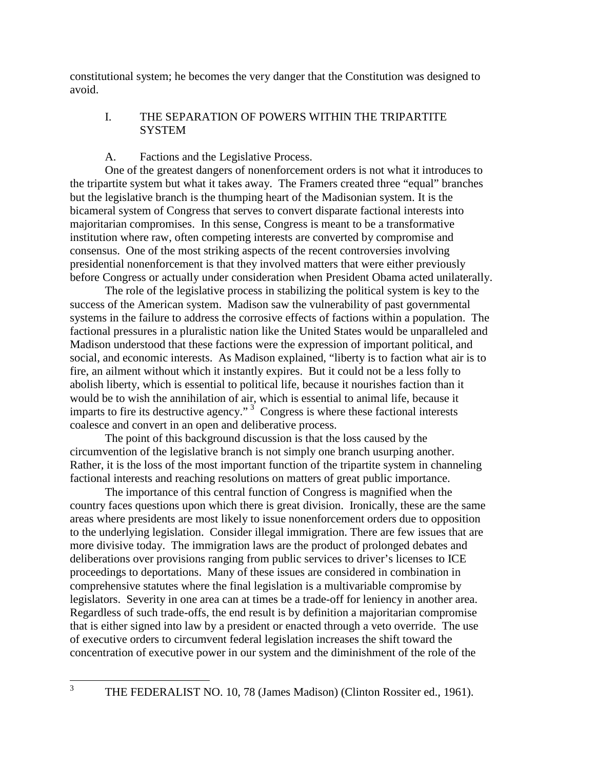constitutional system; he becomes the very danger that the Constitution was designed to avoid.

## I. THE SEPARATION OF POWERS WITHIN THE TRIPARTITE SYSTEM

### A. Factions and the Legislative Process.

One of the greatest dangers of nonenforcement orders is not what it introduces to the tripartite system but what it takes away. The Framers created three "equal" branches but the legislative branch is the thumping heart of the Madisonian system. It is the bicameral system of Congress that serves to convert disparate factional interests into majoritarian compromises. In this sense, Congress is meant to be a transformative institution where raw, often competing interests are converted by compromise and consensus. One of the most striking aspects of the recent controversies involving presidential nonenforcement is that they involved matters that were either previously before Congress or actually under consideration when President Obama acted unilaterally.

The role of the legislative process in stabilizing the political system is key to the success of the American system. Madison saw the vulnerability of past governmental systems in the failure to address the corrosive effects of factions within a population. The factional pressures in a pluralistic nation like the United States would be unparalleled and Madison understood that these factions were the expression of important political, and social, and economic interests. As Madison explained, "liberty is to faction what air is to fire, an ailment without which it instantly expires. But it could not be a less folly to abolish liberty, which is essential to political life, because it nourishes faction than it would be to wish the annihilation of air, which is essential to animal life, because it imparts to fire its destructive agency."[3] Congress is where these factional interests coalesce and convert in an open and deliberative process.

The point of this background discussion is that the loss caused by the circumvention of the legislative branch is not simply one branch usurping another. Rather, it is the loss of the most important function of the tripartite system in channeling factional interests and reaching resolutions on matters of great public importance.

The importance of this central function of Congress is magnified when the country faces questions upon which there is great division. Ironically, these are the same areas where presidents are most likely to issue nonenforcement orders due to opposition to the underlying legislation. Consider illegal immigration. There are few issues that are more divisive today. The immigration laws are the product of prolonged debates and deliberations over provisions ranging from public services to driver's licenses to ICE proceedings to deportations. Many of these issues are considered in combination in comprehensive statutes where the final legislation is a multivariable compromise by legislators. Severity in one area can at times be a trade-off for leniency in another area. Regardless of such trade-offs, the end result is by definition a majoritarian compromise that is either signed into law by a president or enacted through a veto override. The use of executive orders to circumvent federal legislation increases the shift toward the concentration of executive power in our system and the diminishment of the role of the

---

[3] THE FEDERALIST NO. 10, 78 (James Madison) (Clinton Rossiter ed., 1961).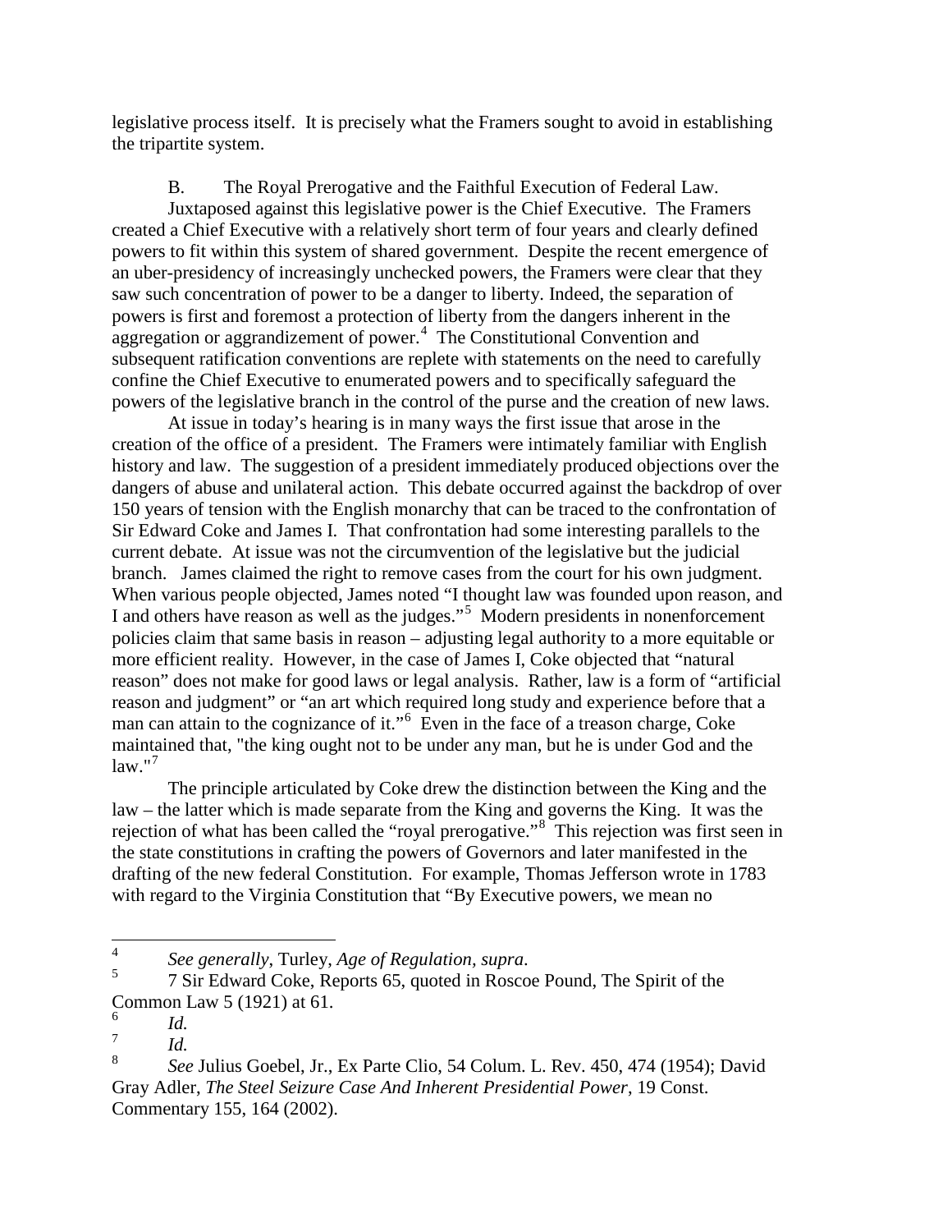legislative process itself. It is precisely what the Framers sought to avoid in establishing the tripartite system.

B. The Royal Prerogative and the Faithful Execution of Federal Law.

Juxtaposed against this legislative power is the Chief Executive. The Framers created a Chief Executive with a relatively short term of four years and clearly defined powers to fit within this system of shared government. Despite the recent emergence of an uber-presidency of increasingly unchecked powers, the Framers were clear that they saw such concentration of power to be a danger to liberty. Indeed, the separation of powers is first and foremost a protection of liberty from the dangers inherent in the aggregation or aggrandizement of power.[4] The Constitutional Convention and subsequent ratification conventions are replete with statements on the need to carefully confine the Chief Executive to enumerated powers and to specifically safeguard the powers of the legislative branch in the control of the purse and the creation of new laws.

At issue in today's hearing is in many ways the first issue that arose in the creation of the office of a president. The Framers were intimately familiar with English history and law. The suggestion of a president immediately produced objections over the dangers of abuse and unilateral action. This debate occurred against the backdrop of over 150 years of tension with the English monarchy that can be traced to the confrontation of Sir Edward Coke and James I. That confrontation had some interesting parallels to the current debate. At issue was not the circumvention of the legislative but the judicial branch. James claimed the right to remove cases from the court for his own judgment. When various people objected, James noted "I thought law was founded upon reason, and I and others have reason as well as the judges."[5] Modern presidents in nonenforcement policies claim that same basis in reason – adjusting legal authority to a more equitable or more efficient reality. However, in the case of James I, Coke objected that "natural reason" does not make for good laws or legal analysis. Rather, law is a form of "artificial reason and judgment" or "an art which required long study and experience before that a man can attain to the cognizance of it."[6] Even in the face of a treason charge, Coke maintained that, "the king ought not to be under any man, but he is under God and the law."[7]

The principle articulated by Coke drew the distinction between the King and the law – the latter which is made separate from the King and governs the King. It was the rejection of what has been called the "royal prerogative."[8] This rejection was first seen in the state constitutions in crafting the powers of Governors and later manifested in the drafting of the new federal Constitution. For example, Thomas Jefferson wrote in 1783 with regard to the Virginia Constitution that "By Executive powers, we mean no

---

[4] *See generally*, Turley, *Age of Regulation*, *supra*.

[5] 7 Sir Edward Coke, Reports 65, quoted in Roscoe Pound, The Spirit of the Common Law 5 (1921) at 61.

[6] *Id.*

[7] *Id.*

[8] *See* Julius Goebel, Jr., Ex Parte Clio, 54 Colum. L. Rev. 450, 474 (1954); David Gray Adler, *The Steel Seizure Case And Inherent Presidential Power*, 19 Const. Commentary 155, 164 (2002).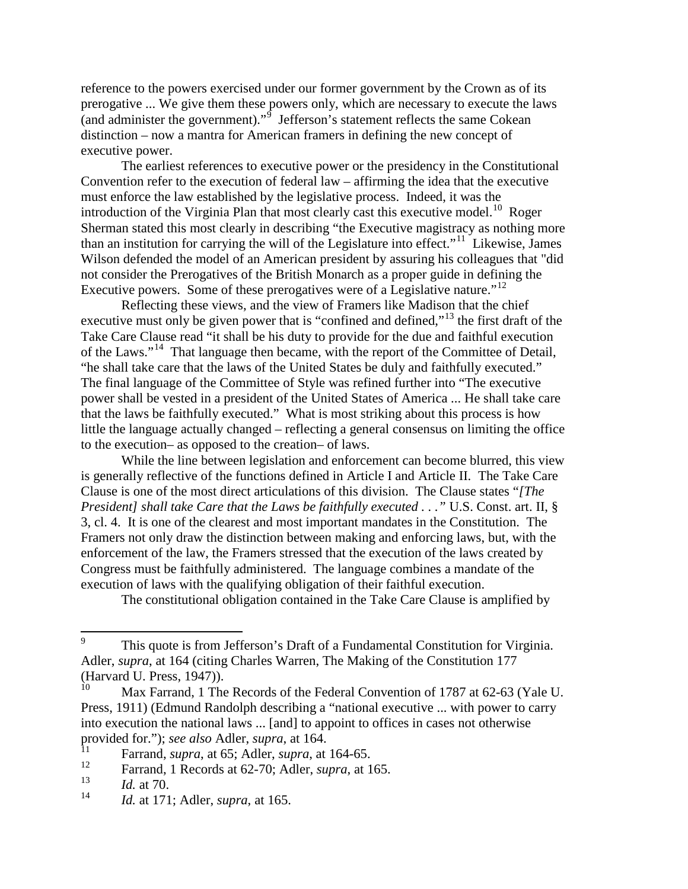reference to the powers exercised under our former government by the Crown as of its prerogative ... We give them these powers only, which are necessary to execute the laws (and administer the government)."[9] Jefferson's statement reflects the same Cokean distinction – now a mantra for American framers in defining the new concept of executive power.

The earliest references to executive power or the presidency in the Constitutional Convention refer to the execution of federal law – affirming the idea that the executive must enforce the law established by the legislative process. Indeed, it was the introduction of the Virginia Plan that most clearly cast this executive model.[10] Roger Sherman stated this most clearly in describing "the Executive magistracy as nothing more than an institution for carrying the will of the Legislature into effect."[11] Likewise, James Wilson defended the model of an American president by assuring his colleagues that "did not consider the Prerogatives of the British Monarch as a proper guide in defining the Executive powers. Some of these prerogatives were of a Legislative nature."[12]

Reflecting these views, and the view of Framers like Madison that the chief executive must only be given power that is "confined and defined,"[13] the first draft of the Take Care Clause read "it shall be his duty to provide for the due and faithful execution of the Laws."[14] That language then became, with the report of the Committee of Detail, "he shall take care that the laws of the United States be duly and faithfully executed." The final language of the Committee of Style was refined further into "The executive power shall be vested in a president of the United States of America ... He shall take care that the laws be faithfully executed." What is most striking about this process is how little the language actually changed – reflecting a general consensus on limiting the office to the execution– as opposed to the creation– of laws.

While the line between legislation and enforcement can become blurred, this view is generally reflective of the functions defined in Article I and Article II. The Take Care Clause is one of the most direct articulations of this division. The Clause states "*[The President] shall take Care that the Laws be faithfully executed . . .*" U.S. Const. art. II, § 3, cl. 4. It is one of the clearest and most important mandates in the Constitution. The Framers not only draw the distinction between making and enforcing laws, but, with the enforcement of the law, the Framers stressed that the execution of the laws created by Congress must be faithfully administered. The language combines a mandate of the execution of laws with the qualifying obligation of their faithful execution.

The constitutional obligation contained in the Take Care Clause is amplified by

---

[9] This quote is from Jefferson's Draft of a Fundamental Constitution for Virginia. Adler, *supra*, at 164 (citing Charles Warren, The Making of the Constitution 177 (Harvard U. Press, 1947)).

[10] Max Farrand, 1 The Records of the Federal Convention of 1787 at 62-63 (Yale U. Press, 1911) (Edmund Randolph describing a "national executive ... with power to carry into execution the national laws ... [and] to appoint to offices in cases not otherwise provided for."); *see also* Adler, *supra*, at 164.

[11] Farrand, *supra*, at 65; Adler, *supra*, at 164-65.

[12] Farrand, 1 Records at 62-70; Adler, *supra*, at 165.

[13] *Id.* at 70.

[14] *Id.* at 171; Adler, *supra*, at 165.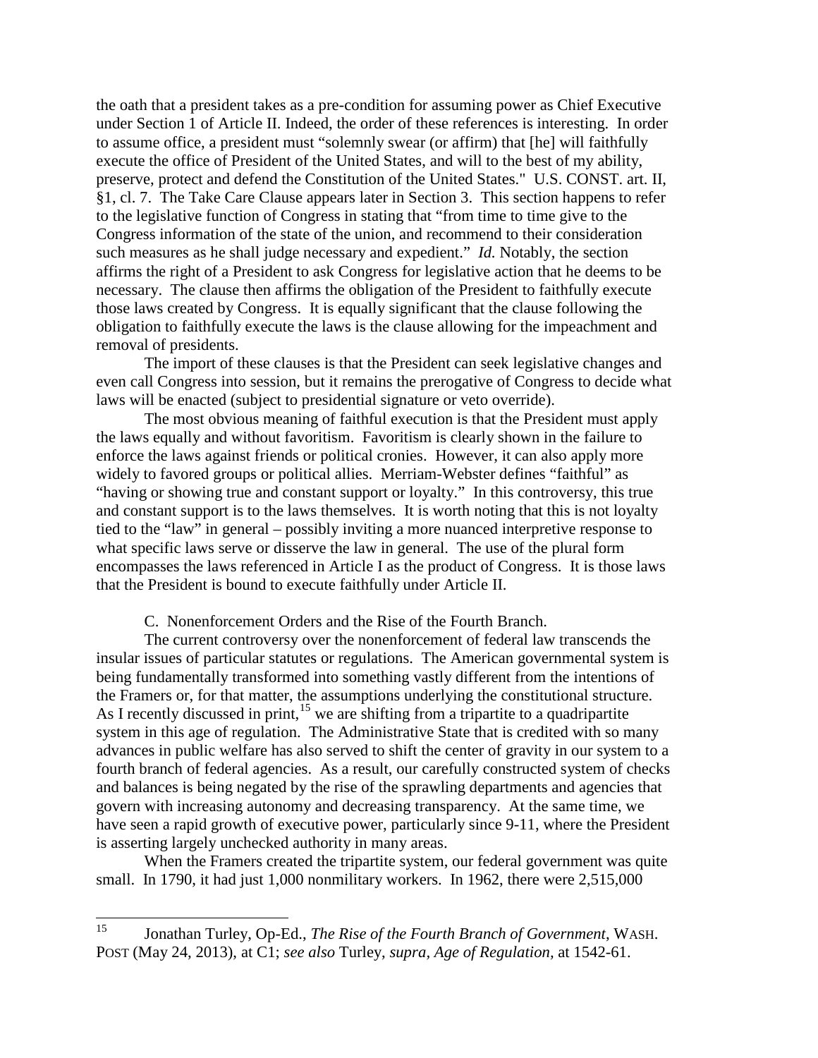the oath that a president takes as a pre-condition for assuming power as Chief Executive under Section 1 of Article II. Indeed, the order of these references is interesting. In order to assume office, a president must "solemnly swear (or affirm) that [he] will faithfully execute the office of President of the United States, and will to the best of my ability, preserve, protect and defend the Constitution of the United States." U.S. CONST. art. II, §1, cl. 7. The Take Care Clause appears later in Section 3. This section happens to refer to the legislative function of Congress in stating that "from time to time give to the Congress information of the state of the union, and recommend to their consideration such measures as he shall judge necessary and expedient." *Id.* Notably, the section affirms the right of a President to ask Congress for legislative action that he deems to be necessary. The clause then affirms the obligation of the President to faithfully execute those laws created by Congress. It is equally significant that the clause following the obligation to faithfully execute the laws is the clause allowing for the impeachment and removal of presidents.

The import of these clauses is that the President can seek legislative changes and even call Congress into session, but it remains the prerogative of Congress to decide what laws will be enacted (subject to presidential signature or veto override).

The most obvious meaning of faithful execution is that the President must apply the laws equally and without favoritism. Favoritism is clearly shown in the failure to enforce the laws against friends or political cronies. However, it can also apply more widely to favored groups or political allies. Merriam-Webster defines "faithful" as "having or showing true and constant support or loyalty." In this controversy, this true and constant support is to the laws themselves. It is worth noting that this is not loyalty tied to the "law" in general – possibly inviting a more nuanced interpretive response to what specific laws serve or disserve the law in general. The use of the plural form encompasses the laws referenced in Article I as the product of Congress. It is those laws that the President is bound to execute faithfully under Article II.

### C. Nonenforcement Orders and the Rise of the Fourth Branch.

The current controversy over the nonenforcement of federal law transcends the insular issues of particular statutes or regulations. The American governmental system is being fundamentally transformed into something vastly different from the intentions of the Framers or, for that matter, the assumptions underlying the constitutional structure. As I recently discussed in print,[15] we are shifting from a tripartite to a quadripartite system in this age of regulation. The Administrative State that is credited with so many advances in public welfare has also served to shift the center of gravity in our system to a fourth branch of federal agencies. As a result, our carefully constructed system of checks and balances is being negated by the rise of the sprawling departments and agencies that govern with increasing autonomy and decreasing transparency. At the same time, we have seen a rapid growth of executive power, particularly since 9-11, where the President is asserting largely unchecked authority in many areas.

When the Framers created the tripartite system, our federal government was quite small. In 1790, it had just 1,000 nonmilitary workers. In 1962, there were 2,515,000

---

[15] Jonathan Turley, Op-Ed., *The Rise of the Fourth Branch of Government*, WASH. POST (May 24, 2013), at C1; *see also* Turley, *supra*, *Age of Regulation*, at 1542-61.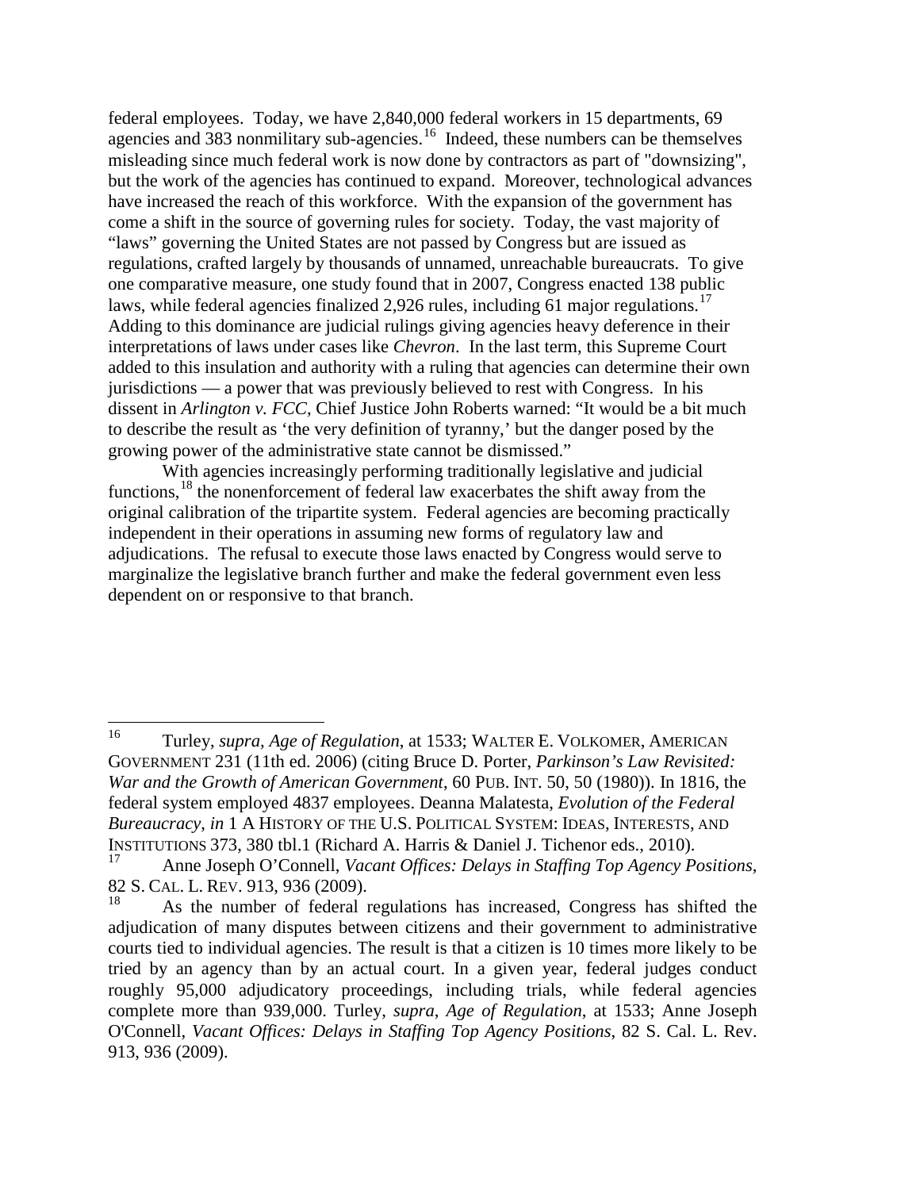federal employees. Today, we have 2,840,000 federal workers in 15 departments, 69 agencies and 383 nonmilitary sub-agencies.[16] Indeed, these numbers can be themselves misleading since much federal work is now done by contractors as part of "downsizing", but the work of the agencies has continued to expand. Moreover, technological advances have increased the reach of this workforce. With the expansion of the government has come a shift in the source of governing rules for society. Today, the vast majority of "laws" governing the United States are not passed by Congress but are issued as regulations, crafted largely by thousands of unnamed, unreachable bureaucrats. To give one comparative measure, one study found that in 2007, Congress enacted 138 public laws, while federal agencies finalized 2,926 rules, including 61 major regulations.[17] Adding to this dominance are judicial rulings giving agencies heavy deference in their interpretations of laws under cases like *Chevron*. In the last term, this Supreme Court added to this insulation and authority with a ruling that agencies can determine their own jurisdictions — a power that was previously believed to rest with Congress. In his dissent in *Arlington v. FCC*, Chief Justice John Roberts warned: "It would be a bit much to describe the result as 'the very definition of tyranny,' but the danger posed by the growing power of the administrative state cannot be dismissed."

With agencies increasingly performing traditionally legislative and judicial functions,[18] the nonenforcement of federal law exacerbates the shift away from the original calibration of the tripartite system. Federal agencies are becoming practically independent in their operations in assuming new forms of regulatory law and adjudications. The refusal to execute those laws enacted by Congress would serve to marginalize the legislative branch further and make the federal government even less dependent on or responsive to that branch.

---

[16] Turley, *supra*, *Age of Regulation*, at 1533; WALTER E. VOLKOMER, AMERICAN GOVERNMENT 231 (11th ed. 2006) (citing Bruce D. Porter, *Parkinson's Law Revisited: War and the Growth of American Government*, 60 PUB. INT. 50, 50 (1980)). In 1816, the federal system employed 4837 employees. Deanna Malatesta, *Evolution of the Federal Bureaucracy*, *in* 1 A HISTORY OF THE U.S. POLITICAL SYSTEM: IDEAS, INTERESTS, AND INSTITUTIONS 373, 380 tbl.1 (Richard A. Harris & Daniel J. Tichenor eds., 2010).

[17] Anne Joseph O'Connell, *Vacant Offices: Delays in Staffing Top Agency Positions*, 82 S. CAL. L. REV. 913, 936 (2009).

[18] As the number of federal regulations has increased, Congress has shifted the adjudication of many disputes between citizens and their government to administrative courts tied to individual agencies. The result is that a citizen is 10 times more likely to be tried by an agency than by an actual court. In a given year, federal judges conduct roughly 95,000 adjudicatory proceedings, including trials, while federal agencies complete more than 939,000. Turley, *supra*, *Age of Regulation*, at 1533; Anne Joseph O'Connell, *Vacant Offices: Delays in Staffing Top Agency Positions*, 82 S. Cal. L. Rev. 913, 936 (2009).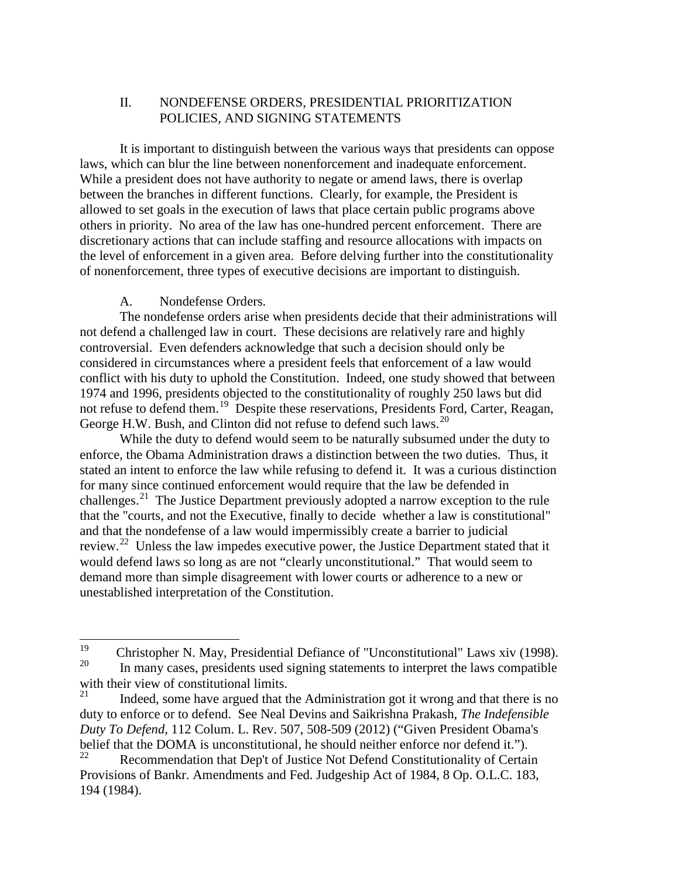## II. NONDEFENSE ORDERS, PRESIDENTIAL PRIORITIZATION POLICIES, AND SIGNING STATEMENTS

It is important to distinguish between the various ways that presidents can oppose laws, which can blur the line between nonenforcement and inadequate enforcement. While a president does not have authority to negate or amend laws, there is overlap between the branches in different functions. Clearly, for example, the President is allowed to set goals in the execution of laws that place certain public programs above others in priority. No area of the law has one-hundred percent enforcement. There are discretionary actions that can include staffing and resource allocations with impacts on the level of enforcement in a given area. Before delving further into the constitutionality of nonenforcement, three types of executive decisions are important to distinguish.

### A. Nondefense Orders.

The nondefense orders arise when presidents decide that their administrations will not defend a challenged law in court. These decisions are relatively rare and highly controversial. Even defenders acknowledge that such a decision should only be considered in circumstances where a president feels that enforcement of a law would conflict with his duty to uphold the Constitution. Indeed, one study showed that between 1974 and 1996, presidents objected to the constitutionality of roughly 250 laws but did not refuse to defend them.[19] Despite these reservations, Presidents Ford, Carter, Reagan, George H.W. Bush, and Clinton did not refuse to defend such laws.[20]

While the duty to defend would seem to be naturally subsumed under the duty to enforce, the Obama Administration draws a distinction between the two duties. Thus, it stated an intent to enforce the law while refusing to defend it. It was a curious distinction for many since continued enforcement would require that the law be defended in challenges.[21] The Justice Department previously adopted a narrow exception to the rule that the "courts, and not the Executive, finally to decide whether a law is constitutional" and that the nondefense of a law would impermissibly create a barrier to judicial review.[22] Unless the law impedes executive power, the Justice Department stated that it would defend laws so long as are not "clearly unconstitutional." That would seem to demand more than simple disagreement with lower courts or adherence to a new or unestablished interpretation of the Constitution.

---

[19] Christopher N. May, Presidential Defiance of "Unconstitutional" Laws xiv (1998).

[20] In many cases, presidents used signing statements to interpret the laws compatible with their view of constitutional limits.

[21] Indeed, some have argued that the Administration got it wrong and that there is no duty to enforce or to defend. See Neal Devins and Saikrishna Prakash, *The Indefensible Duty To Defend*, 112 Colum. L. Rev. 507, 508-509 (2012) ("Given President Obama's belief that the DOMA is unconstitutional, he should neither enforce nor defend it.").

[22] Recommendation that Dep't of Justice Not Defend Constitutionality of Certain Provisions of Bankr. Amendments and Fed. Judgeship Act of 1984, 8 Op. O.L.C. 183, 194 (1984).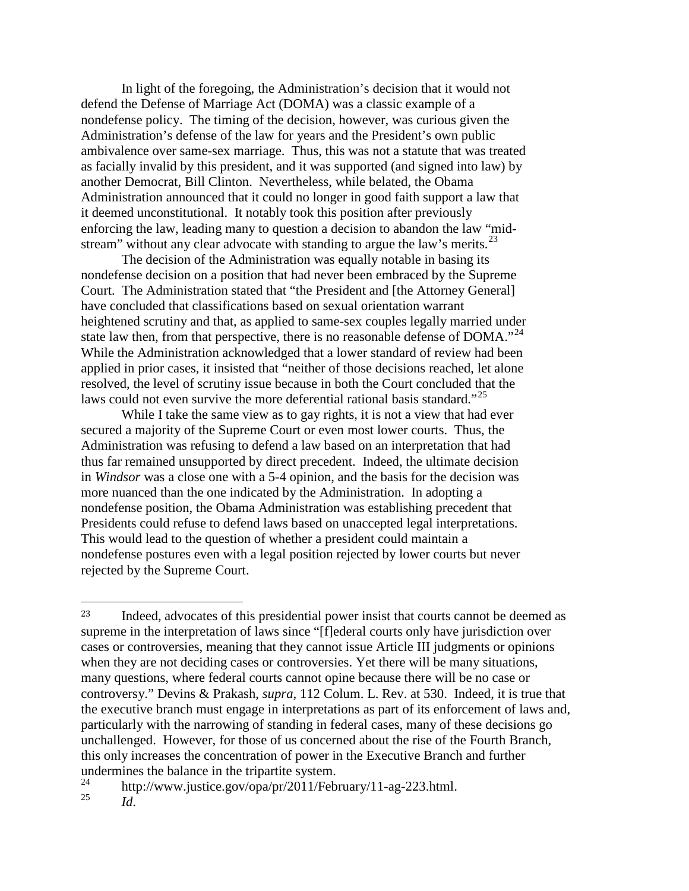In light of the foregoing, the Administration's decision that it would not defend the Defense of Marriage Act (DOMA) was a classic example of a nondefense policy. The timing of the decision, however, was curious given the Administration's defense of the law for years and the President's own public ambivalence over same-sex marriage. Thus, this was not a statute that was treated as facially invalid by this president, and it was supported (and signed into law) by another Democrat, Bill Clinton. Nevertheless, while belated, the Obama Administration announced that it could no longer in good faith support a law that it deemed unconstitutional. It notably took this position after previously enforcing the law, leading many to question a decision to abandon the law "mid-stream" without any clear advocate with standing to argue the law's merits.[23]

The decision of the Administration was equally notable in basing its nondefense decision on a position that had never been embraced by the Supreme Court. The Administration stated that "the President and [the Attorney General] have concluded that classifications based on sexual orientation warrant heightened scrutiny and that, as applied to same-sex couples legally married under state law then, from that perspective, there is no reasonable defense of DOMA."[24] While the Administration acknowledged that a lower standard of review had been applied in prior cases, it insisted that "neither of those decisions reached, let alone resolved, the level of scrutiny issue because in both the Court concluded that the laws could not even survive the more deferential rational basis standard."[25]

While I take the same view as to gay rights, it is not a view that had ever secured a majority of the Supreme Court or even most lower courts. Thus, the Administration was refusing to defend a law based on an interpretation that had thus far remained unsupported by direct precedent. Indeed, the ultimate decision in *Windsor* was a close one with a 5-4 opinion, and the basis for the decision was more nuanced than the one indicated by the Administration. In adopting a nondefense position, the Obama Administration was establishing precedent that Presidents could refuse to defend laws based on unaccepted legal interpretations. This would lead to the question of whether a president could maintain a nondefense postures even with a legal position rejected by lower courts but never rejected by the Supreme Court.

---

[23] Indeed, advocates of this presidential power insist that courts cannot be deemed as supreme in the interpretation of laws since "[f]ederal courts only have jurisdiction over cases or controversies, meaning that they cannot issue Article III judgments or opinions when they are not deciding cases or controversies. Yet there will be many situations, many questions, where federal courts cannot opine because there will be no case or controversy." Devins & Prakash, *supra*, 112 Colum. L. Rev. at 530. Indeed, it is true that the executive branch must engage in interpretations as part of its enforcement of laws and, particularly with the narrowing of standing in federal cases, many of these decisions go unchallenged. However, for those of us concerned about the rise of the Fourth Branch, this only increases the concentration of power in the Executive Branch and further undermines the balance in the tripartite system.

[24] http://www.justice.gov/opa/pr/2011/February/11-ag-223.html.

[25] *Id*.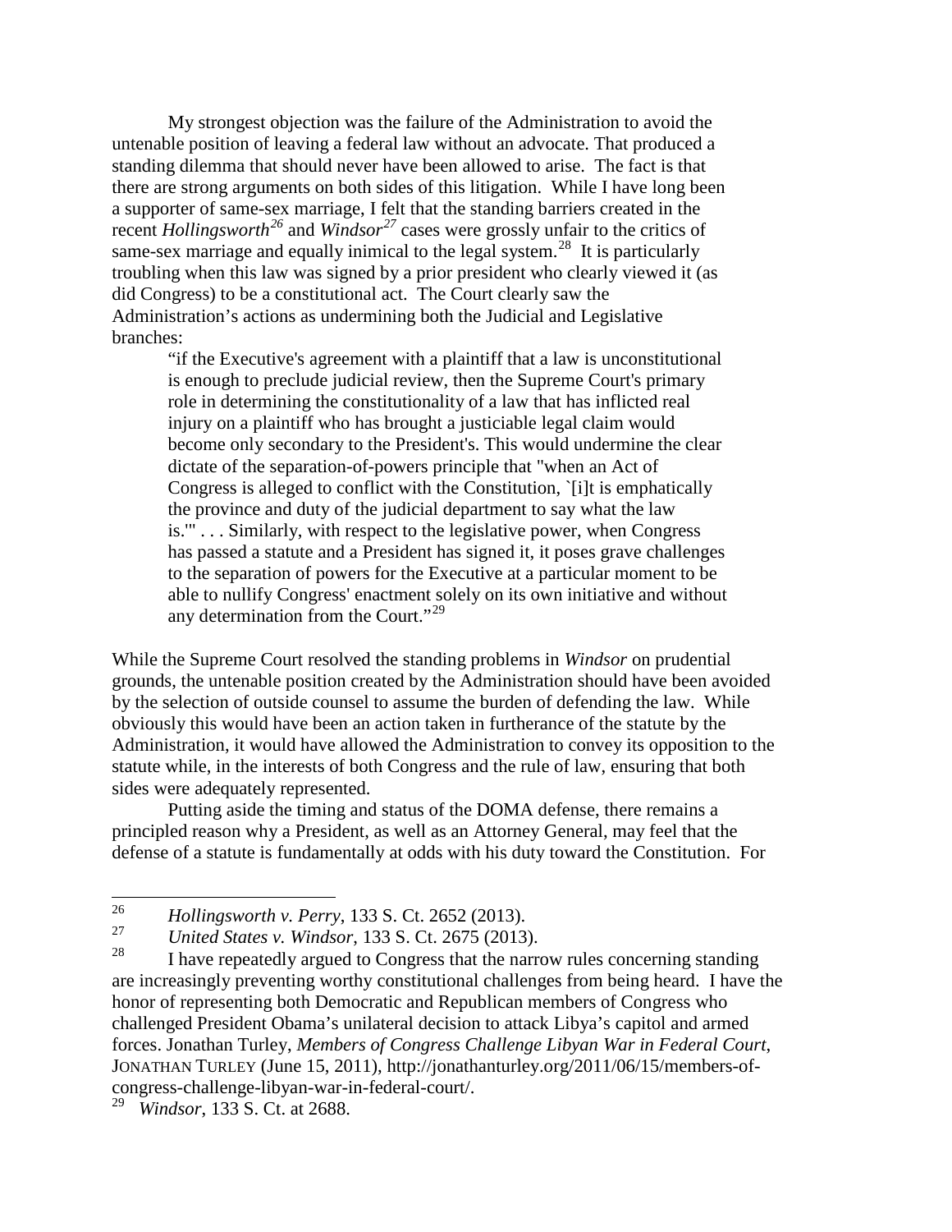My strongest objection was the failure of the Administration to avoid the untenable position of leaving a federal law without an advocate. That produced a standing dilemma that should never have been allowed to arise. The fact is that there are strong arguments on both sides of this litigation. While I have long been a supporter of same-sex marriage, I felt that the standing barriers created in the recent *Hollingsworth*[26] and *Windsor*[27] cases were grossly unfair to the critics of same-sex marriage and equally inimical to the legal system.[28] It is particularly troubling when this law was signed by a prior president who clearly viewed it (as did Congress) to be a constitutional act. The Court clearly saw the Administration's actions as undermining both the Judicial and Legislative branches:

> "if the Executive's agreement with a plaintiff that a law is unconstitutional is enough to preclude judicial review, then the Supreme Court's primary role in determining the constitutionality of a law that has inflicted real injury on a plaintiff who has brought a justiciable legal claim would become only secondary to the President's. This would undermine the clear dictate of the separation-of-powers principle that "when an Act of Congress is alleged to conflict with the Constitution, `[i]t is emphatically the province and duty of the judicial department to say what the law is.'" . . . Similarly, with respect to the legislative power, when Congress has passed a statute and a President has signed it, it poses grave challenges to the separation of powers for the Executive at a particular moment to be able to nullify Congress' enactment solely on its own initiative and without any determination from the Court."[29]

While the Supreme Court resolved the standing problems in *Windsor* on prudential grounds, the untenable position created by the Administration should have been avoided by the selection of outside counsel to assume the burden of defending the law. While obviously this would have been an action taken in furtherance of the statute by the Administration, it would have allowed the Administration to convey its opposition to the statute while, in the interests of both Congress and the rule of law, ensuring that both sides were adequately represented.

Putting aside the timing and status of the DOMA defense, there remains a principled reason why a President, as well as an Attorney General, may feel that the defense of a statute is fundamentally at odds with his duty toward the Constitution. For

---

[26] *Hollingsworth v. Perry*, 133 S. Ct. 2652 (2013).

[27] *United States v. Windsor*, 133 S. Ct. 2675 (2013).

[28] I have repeatedly argued to Congress that the narrow rules concerning standing are increasingly preventing worthy constitutional challenges from being heard. I have the honor of representing both Democratic and Republican members of Congress who challenged President Obama's unilateral decision to attack Libya's capitol and armed forces. Jonathan Turley, *Members of Congress Challenge Libyan War in Federal Court*, JONATHAN TURLEY (June 15, 2011), http://jonathanturley.org/2011/06/15/members-of-congress-challenge-libyan-war-in-federal-court/.

[29] *Windsor*, 133 S. Ct. at 2688.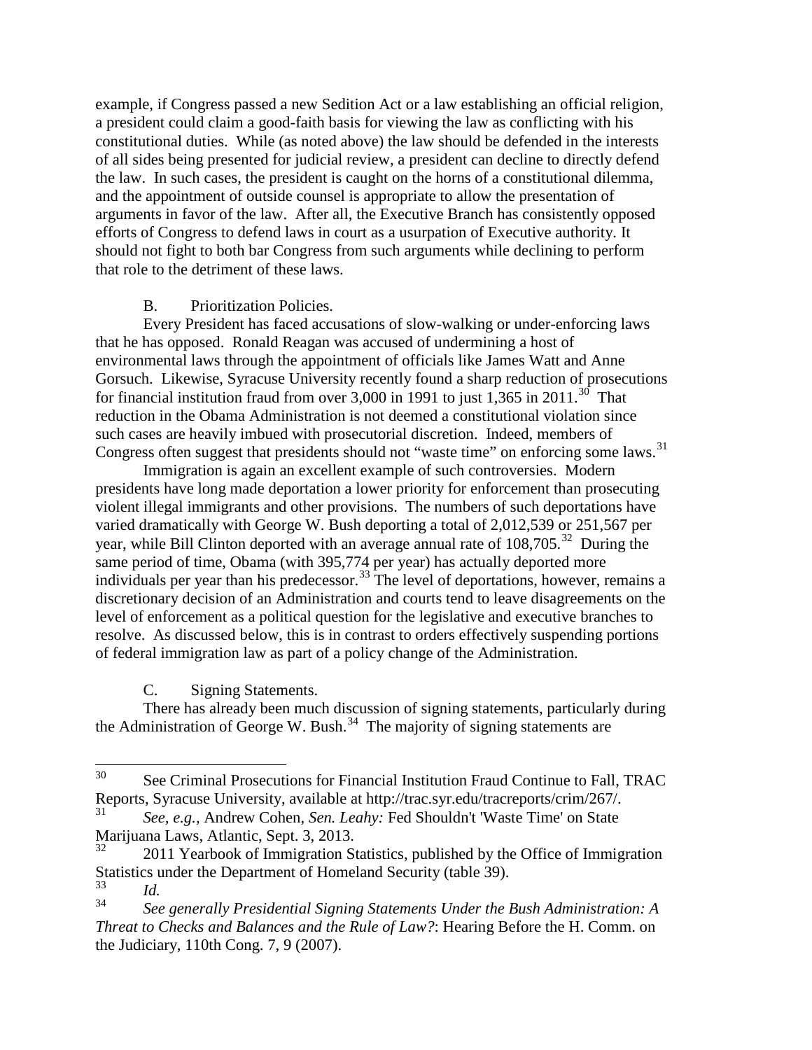example, if Congress passed a new Sedition Act or a law establishing an official religion, a president could claim a good-faith basis for viewing the law as conflicting with his constitutional duties. While (as noted above) the law should be defended in the interests of all sides being presented for judicial review, a president can decline to directly defend the law. In such cases, the president is caught on the horns of a constitutional dilemma, and the appointment of outside counsel is appropriate to allow the presentation of arguments in favor of the law. After all, the Executive Branch has consistently opposed efforts of Congress to defend laws in court as a usurpation of Executive authority. It should not fight to both bar Congress from such arguments while declining to perform that role to the detriment of these laws.

### B. Prioritization Policies.

Every President has faced accusations of slow-walking or under-enforcing laws that he has opposed. Ronald Reagan was accused of undermining a host of environmental laws through the appointment of officials like James Watt and Anne Gorsuch. Likewise, Syracuse University recently found a sharp reduction of prosecutions for financial institution fraud from over 3,000 in 1991 to just 1,365 in 2011.[30] That reduction in the Obama Administration is not deemed a constitutional violation since such cases are heavily imbued with prosecutorial discretion. Indeed, members of Congress often suggest that presidents should not "waste time" on enforcing some laws.[31]

Immigration is again an excellent example of such controversies. Modern presidents have long made deportation a lower priority for enforcement than prosecuting violent illegal immigrants and other provisions. The numbers of such deportations have varied dramatically with George W. Bush deporting a total of 2,012,539 or 251,567 per year, while Bill Clinton deported with an average annual rate of 108,705.[32] During the same period of time, Obama (with 395,774 per year) has actually deported more individuals per year than his predecessor.[33] The level of deportations, however, remains a discretionary decision of an Administration and courts tend to leave disagreements on the level of enforcement as a political question for the legislative and executive branches to resolve. As discussed below, this is in contrast to orders effectively suspending portions of federal immigration law as part of a policy change of the Administration.

### C. Signing Statements.

There has already been much discussion of signing statements, particularly during the Administration of George W. Bush.[34] The majority of signing statements are

---

[30] See Criminal Prosecutions for Financial Institution Fraud Continue to Fall, TRAC Reports, Syracuse University, available at http://trac.syr.edu/tracreports/crim/267/.

[31] *See, e.g.*, Andrew Cohen, *Sen. Leahy:* Fed Shouldn't 'Waste Time' on State Marijuana Laws, Atlantic, Sept. 3, 2013.

[32] 2011 Yearbook of Immigration Statistics, published by the Office of Immigration Statistics under the Department of Homeland Security (table 39).

[33] *Id.*

[34] *See generally Presidential Signing Statements Under the Bush Administration: A Threat to Checks and Balances and the Rule of Law?*: Hearing Before the H. Comm. on the Judiciary, 110th Cong. 7, 9 (2007).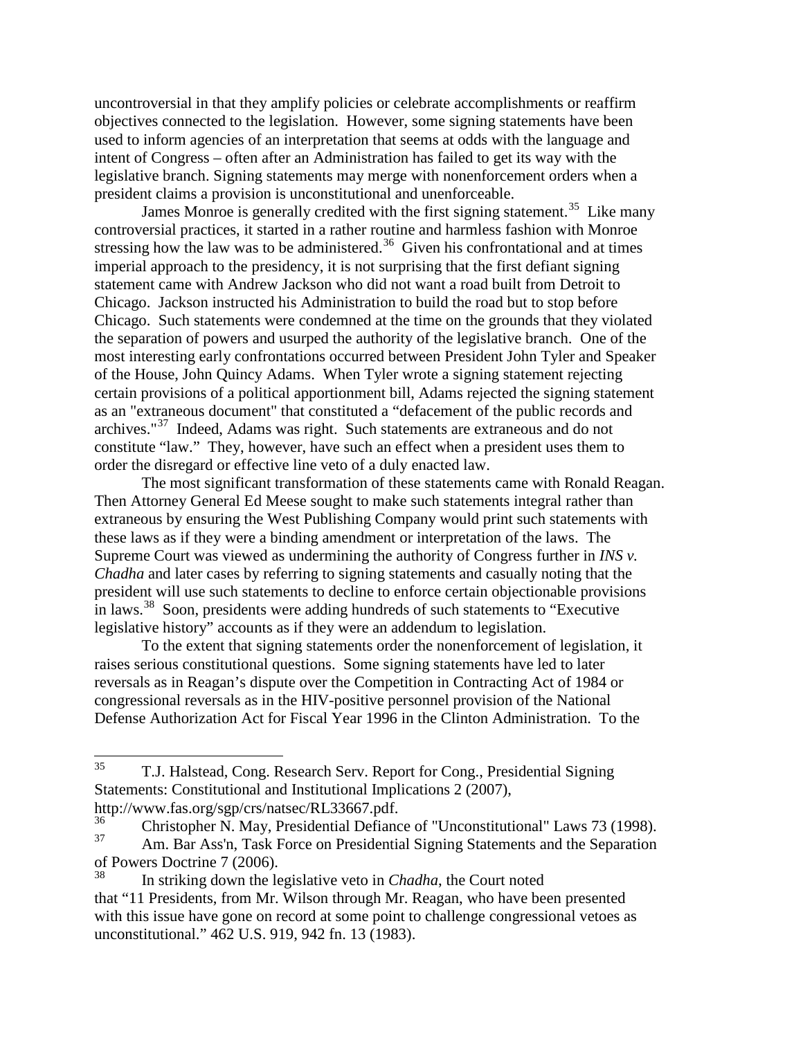uncontroversial in that they amplify policies or celebrate accomplishments or reaffirm objectives connected to the legislation. However, some signing statements have been used to inform agencies of an interpretation that seems at odds with the language and intent of Congress – often after an Administration has failed to get its way with the legislative branch. Signing statements may merge with nonenforcement orders when a president claims a provision is unconstitutional and unenforceable.

James Monroe is generally credited with the first signing statement.[35] Like many controversial practices, it started in a rather routine and harmless fashion with Monroe stressing how the law was to be administered.[36] Given his confrontational and at times imperial approach to the presidency, it is not surprising that the first defiant signing statement came with Andrew Jackson who did not want a road built from Detroit to Chicago. Jackson instructed his Administration to build the road but to stop before Chicago. Such statements were condemned at the time on the grounds that they violated the separation of powers and usurped the authority of the legislative branch. One of the most interesting early confrontations occurred between President John Tyler and Speaker of the House, John Quincy Adams. When Tyler wrote a signing statement rejecting certain provisions of a political apportionment bill, Adams rejected the signing statement as an "extraneous document" that constituted a "defacement of the public records and archives."[37] Indeed, Adams was right. Such statements are extraneous and do not constitute "law." They, however, have such an effect when a president uses them to order the disregard or effective line veto of a duly enacted law.

The most significant transformation of these statements came with Ronald Reagan. Then Attorney General Ed Meese sought to make such statements integral rather than extraneous by ensuring the West Publishing Company would print such statements with these laws as if they were a binding amendment or interpretation of the laws. The Supreme Court was viewed as undermining the authority of Congress further in *INS v. Chadha* and later cases by referring to signing statements and casually noting that the president will use such statements to decline to enforce certain objectionable provisions in laws.[38] Soon, presidents were adding hundreds of such statements to "Executive legislative history" accounts as if they were an addendum to legislation.

To the extent that signing statements order the nonenforcement of legislation, it raises serious constitutional questions. Some signing statements have led to later reversals as in Reagan's dispute over the Competition in Contracting Act of 1984 or congressional reversals as in the HIV-positive personnel provision of the National Defense Authorization Act for Fiscal Year 1996 in the Clinton Administration. To the

---

[35] T.J. Halstead, Cong. Research Serv. Report for Cong., Presidential Signing Statements: Constitutional and Institutional Implications 2 (2007), http://www.fas.org/sgp/crs/natsec/RL33667.pdf.

[36] Christopher N. May, Presidential Defiance of "Unconstitutional" Laws 73 (1998).

[37] Am. Bar Ass'n, Task Force on Presidential Signing Statements and the Separation of Powers Doctrine 7 (2006).

[38] In striking down the legislative veto in *Chadha*, the Court noted that "11 Presidents, from Mr. Wilson through Mr. Reagan, who have been presented with this issue have gone on record at some point to challenge congressional vetoes as unconstitutional." 462 U.S. 919, 942 fn. 13 (1983).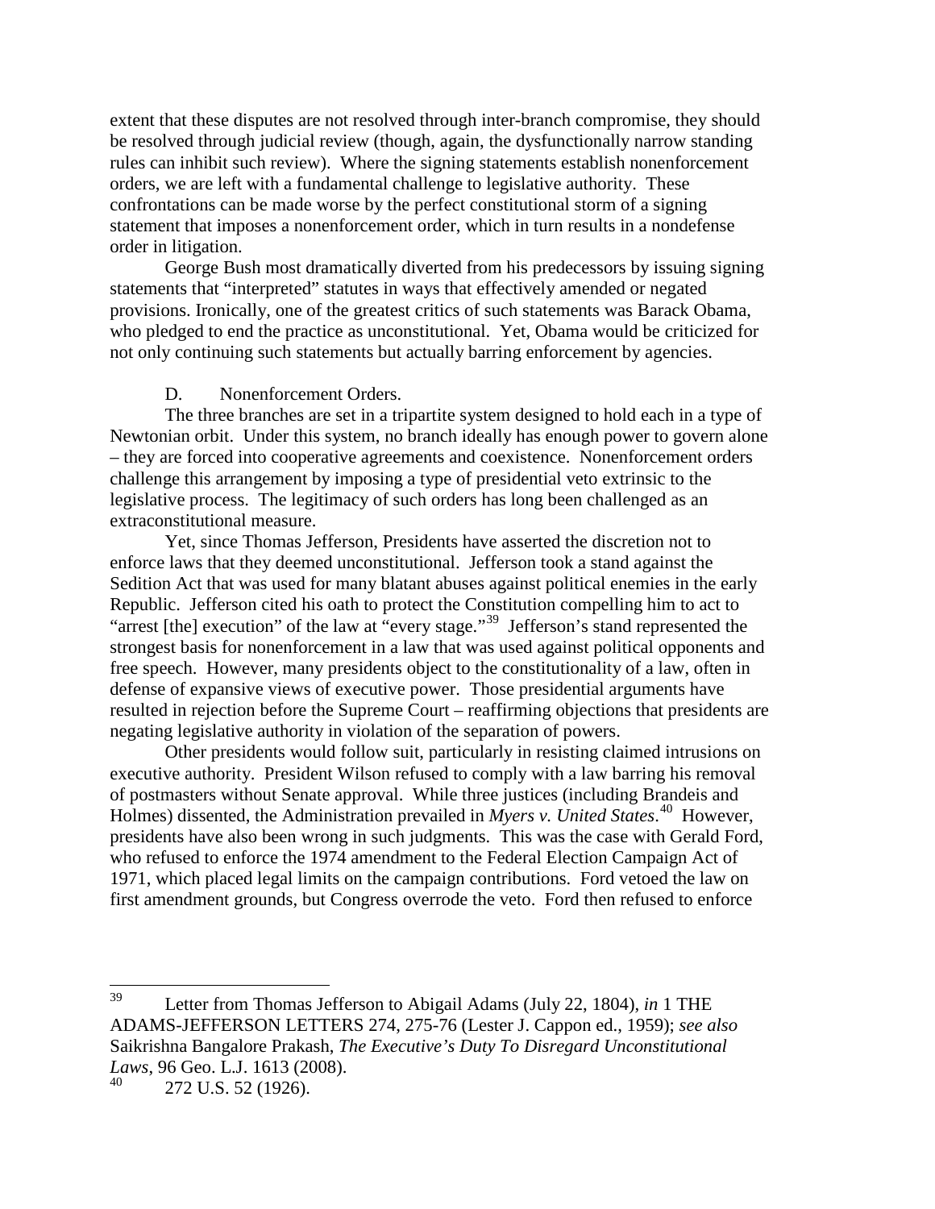extent that these disputes are not resolved through inter-branch compromise, they should be resolved through judicial review (though, again, the dysfunctionally narrow standing rules can inhibit such review). Where the signing statements establish nonenforcement orders, we are left with a fundamental challenge to legislative authority. These confrontations can be made worse by the perfect constitutional storm of a signing statement that imposes a nonenforcement order, which in turn results in a nondefense order in litigation.

George Bush most dramatically diverted from his predecessors by issuing signing statements that "interpreted" statutes in ways that effectively amended or negated provisions. Ironically, one of the greatest critics of such statements was Barack Obama, who pledged to end the practice as unconstitutional. Yet, Obama would be criticized for not only continuing such statements but actually barring enforcement by agencies.

### D. Nonenforcement Orders.

The three branches are set in a tripartite system designed to hold each in a type of Newtonian orbit. Under this system, no branch ideally has enough power to govern alone – they are forced into cooperative agreements and coexistence. Nonenforcement orders challenge this arrangement by imposing a type of presidential veto extrinsic to the legislative process. The legitimacy of such orders has long been challenged as an extraconstitutional measure.

Yet, since Thomas Jefferson, Presidents have asserted the discretion not to enforce laws that they deemed unconstitutional. Jefferson took a stand against the Sedition Act that was used for many blatant abuses against political enemies in the early Republic. Jefferson cited his oath to protect the Constitution compelling him to act to "arrest [the] execution" of the law at "every stage."[39] Jefferson's stand represented the strongest basis for nonenforcement in a law that was used against political opponents and free speech. However, many presidents object to the constitutionality of a law, often in defense of expansive views of executive power. Those presidential arguments have resulted in rejection before the Supreme Court – reaffirming objections that presidents are negating legislative authority in violation of the separation of powers.

Other presidents would follow suit, particularly in resisting claimed intrusions on executive authority. President Wilson refused to comply with a law barring his removal of postmasters without Senate approval. While three justices (including Brandeis and Holmes) dissented, the Administration prevailed in *Myers v. United States*.[40] However, presidents have also been wrong in such judgments. This was the case with Gerald Ford, who refused to enforce the 1974 amendment to the Federal Election Campaign Act of 1971, which placed legal limits on the campaign contributions. Ford vetoed the law on first amendment grounds, but Congress overrode the veto. Ford then refused to enforce

---

[39] Letter from Thomas Jefferson to Abigail Adams (July 22, 1804), *in* 1 THE ADAMS-JEFFERSON LETTERS 274, 275-76 (Lester J. Cappon ed., 1959); *see also* Saikrishna Bangalore Prakash, *The Executive's Duty To Disregard Unconstitutional Laws*, 96 Geo. L.J. 1613 (2008).

[40] 272 U.S. 52 (1926).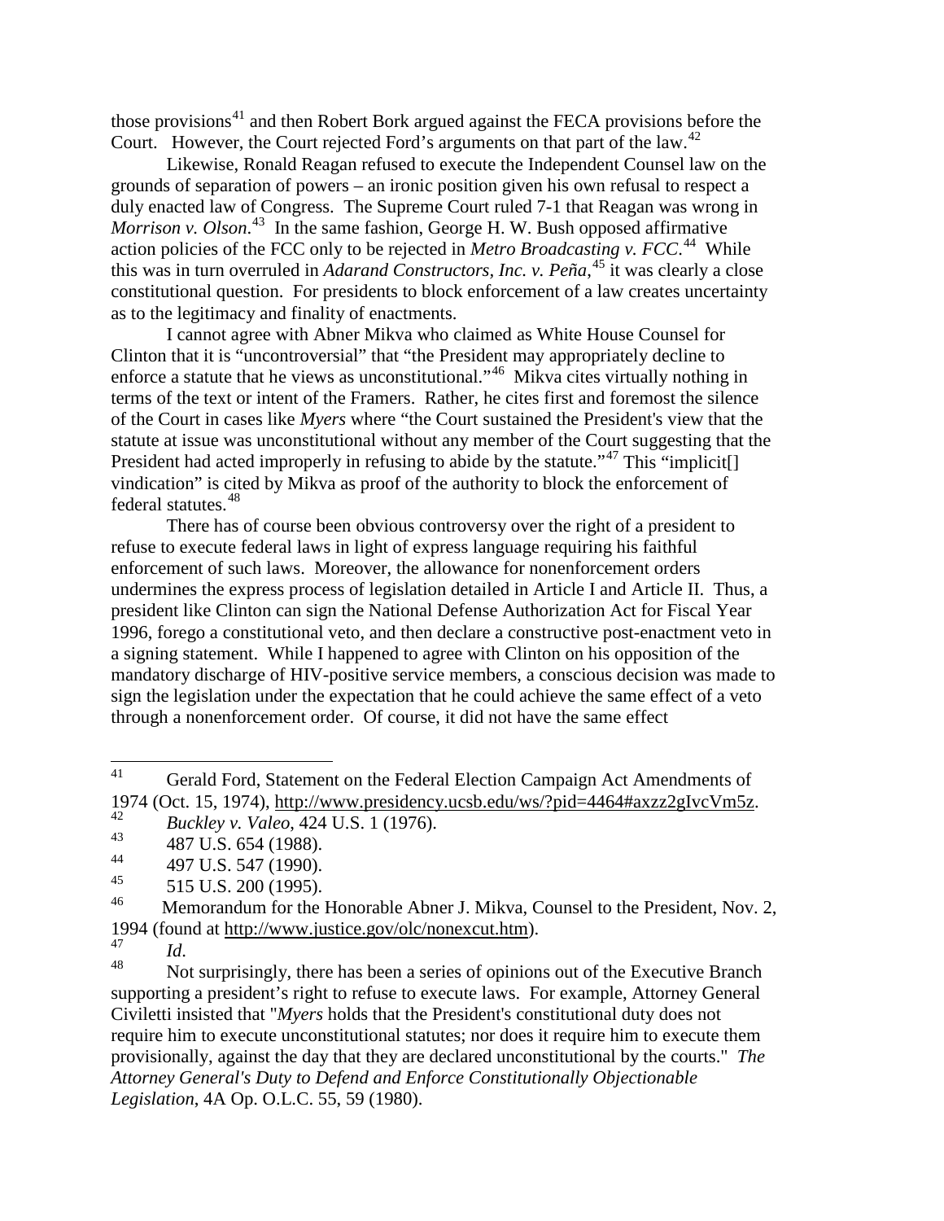those provisions[41] and then Robert Bork argued against the FECA provisions before the Court. However, the Court rejected Ford's arguments on that part of the law.[42]

Likewise, Ronald Reagan refused to execute the Independent Counsel law on the grounds of separation of powers – an ironic position given his own refusal to respect a duly enacted law of Congress. The Supreme Court ruled 7-1 that Reagan was wrong in *Morrison v. Olson*.[43] In the same fashion, George H. W. Bush opposed affirmative action policies of the FCC only to be rejected in *Metro Broadcasting v. FCC*.[44] While this was in turn overruled in *Adarand Constructors, Inc. v. Peña*,[45] it was clearly a close constitutional question. For presidents to block enforcement of a law creates uncertainty as to the legitimacy and finality of enactments.

I cannot agree with Abner Mikva who claimed as White House Counsel for Clinton that it is "uncontroversial" that "the President may appropriately decline to enforce a statute that he views as unconstitutional."[46] Mikva cites virtually nothing in terms of the text or intent of the Framers. Rather, he cites first and foremost the silence of the Court in cases like *Myers* where "the Court sustained the President's view that the statute at issue was unconstitutional without any member of the Court suggesting that the President had acted improperly in refusing to abide by the statute."[47] This "implicit[] vindication" is cited by Mikva as proof of the authority to block the enforcement of federal statutes.[48]

There has of course been obvious controversy over the right of a president to refuse to execute federal laws in light of express language requiring his faithful enforcement of such laws. Moreover, the allowance for nonenforcement orders undermines the express process of legislation detailed in Article I and Article II. Thus, a president like Clinton can sign the National Defense Authorization Act for Fiscal Year 1996, forego a constitutional veto, and then declare a constructive post-enactment veto in a signing statement. While I happened to agree with Clinton on his opposition of the mandatory discharge of HIV-positive service members, a conscious decision was made to sign the legislation under the expectation that he could achieve the same effect of a veto through a nonenforcement order. Of course, it did not have the same effect

---

[41] Gerald Ford, Statement on the Federal Election Campaign Act Amendments of 1974 (Oct. 15, 1974), http://www.presidency.ucsb.edu/ws/?pid=4464#axzz2gIvcVm5z.

[42] *Buckley v. Valeo*, 424 U.S. 1 (1976).

[43] 487 U.S. 654 (1988).

[44] 497 U.S. 547 (1990).

[45] 515 U.S. 200 (1995).

[46] Memorandum for the Honorable Abner J. Mikva, Counsel to the President, Nov. 2, 1994 (found at http://www.justice.gov/olc/nonexcut.htm).

[47] *Id*.

[48] Not surprisingly, there has been a series of opinions out of the Executive Branch supporting a president's right to refuse to execute laws. For example, Attorney General Civiletti insisted that "*Myers* holds that the President's constitutional duty does not require him to execute unconstitutional statutes; nor does it require him to execute them provisionally, against the day that they are declared unconstitutional by the courts." *The Attorney General's Duty to Defend and Enforce Constitutionally Objectionable Legislation*, 4A Op. O.L.C. 55, 59 (1980).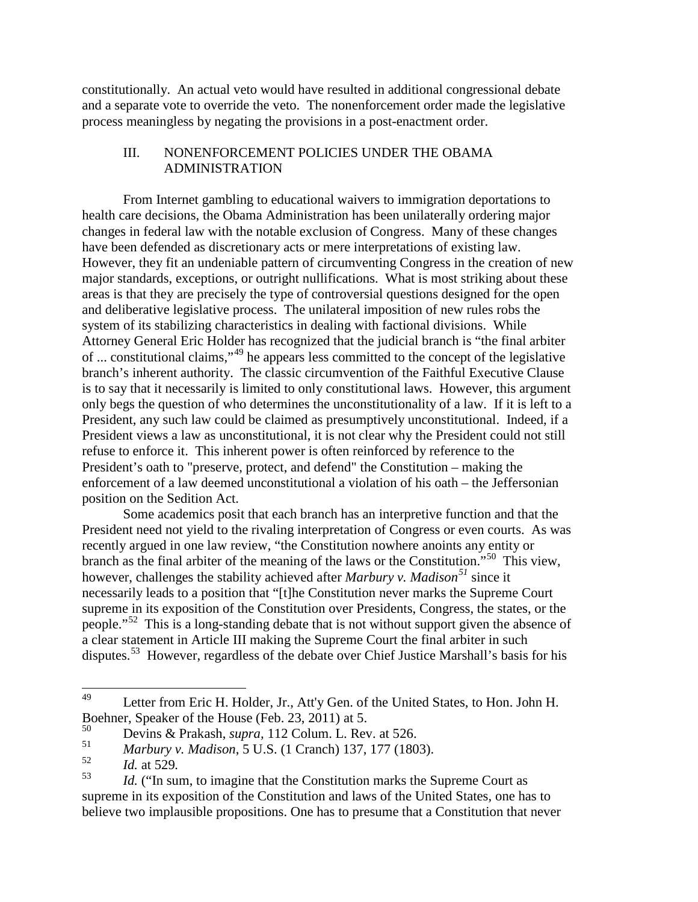constitutionally. An actual veto would have resulted in additional congressional debate and a separate vote to override the veto. The nonenforcement order made the legislative process meaningless by negating the provisions in a post-enactment order.

## III. NONENFORCEMENT POLICIES UNDER THE OBAMA ADMINISTRATION

From Internet gambling to educational waivers to immigration deportations to health care decisions, the Obama Administration has been unilaterally ordering major changes in federal law with the notable exclusion of Congress. Many of these changes have been defended as discretionary acts or mere interpretations of existing law. However, they fit an undeniable pattern of circumventing Congress in the creation of new major standards, exceptions, or outright nullifications. What is most striking about these areas is that they are precisely the type of controversial questions designed for the open and deliberative legislative process. The unilateral imposition of new rules robs the system of its stabilizing characteristics in dealing with factional divisions. While Attorney General Eric Holder has recognized that the judicial branch is "the final arbiter of ... constitutional claims,"[49] he appears less committed to the concept of the legislative branch's inherent authority. The classic circumvention of the Faithful Executive Clause is to say that it necessarily is limited to only constitutional laws. However, this argument only begs the question of who determines the unconstitutionality of a law. If it is left to a President, any such law could be claimed as presumptively unconstitutional. Indeed, if a President views a law as unconstitutional, it is not clear why the President could not still refuse to enforce it. This inherent power is often reinforced by reference to the President's oath to "preserve, protect, and defend" the Constitution – making the enforcement of a law deemed unconstitutional a violation of his oath – the Jeffersonian position on the Sedition Act.

Some academics posit that each branch has an interpretive function and that the President need not yield to the rivaling interpretation of Congress or even courts. As was recently argued in one law review, "the Constitution nowhere anoints any entity or branch as the final arbiter of the meaning of the laws or the Constitution."[50] This view, however, challenges the stability achieved after *Marbury v. Madison*[51] since it necessarily leads to a position that "[t]he Constitution never marks the Supreme Court supreme in its exposition of the Constitution over Presidents, Congress, the states, or the people."[52] This is a long-standing debate that is not without support given the absence of a clear statement in Article III making the Supreme Court the final arbiter in such disputes.[53] However, regardless of the debate over Chief Justice Marshall's basis for his

---

[49] Letter from Eric H. Holder, Jr., Att'y Gen. of the United States, to Hon. John H. Boehner, Speaker of the House (Feb. 23, 2011) at 5.

[50] Devins & Prakash, *supra*, 112 Colum. L. Rev. at 526.

[51] *Marbury v. Madison*, 5 U.S. (1 Cranch) 137, 177 (1803).

[52] *Id.* at 529.

[53] *Id.* ("In sum, to imagine that the Constitution marks the Supreme Court as supreme in its exposition of the Constitution and laws of the United States, one has to believe two implausible propositions. One has to presume that a Constitution that never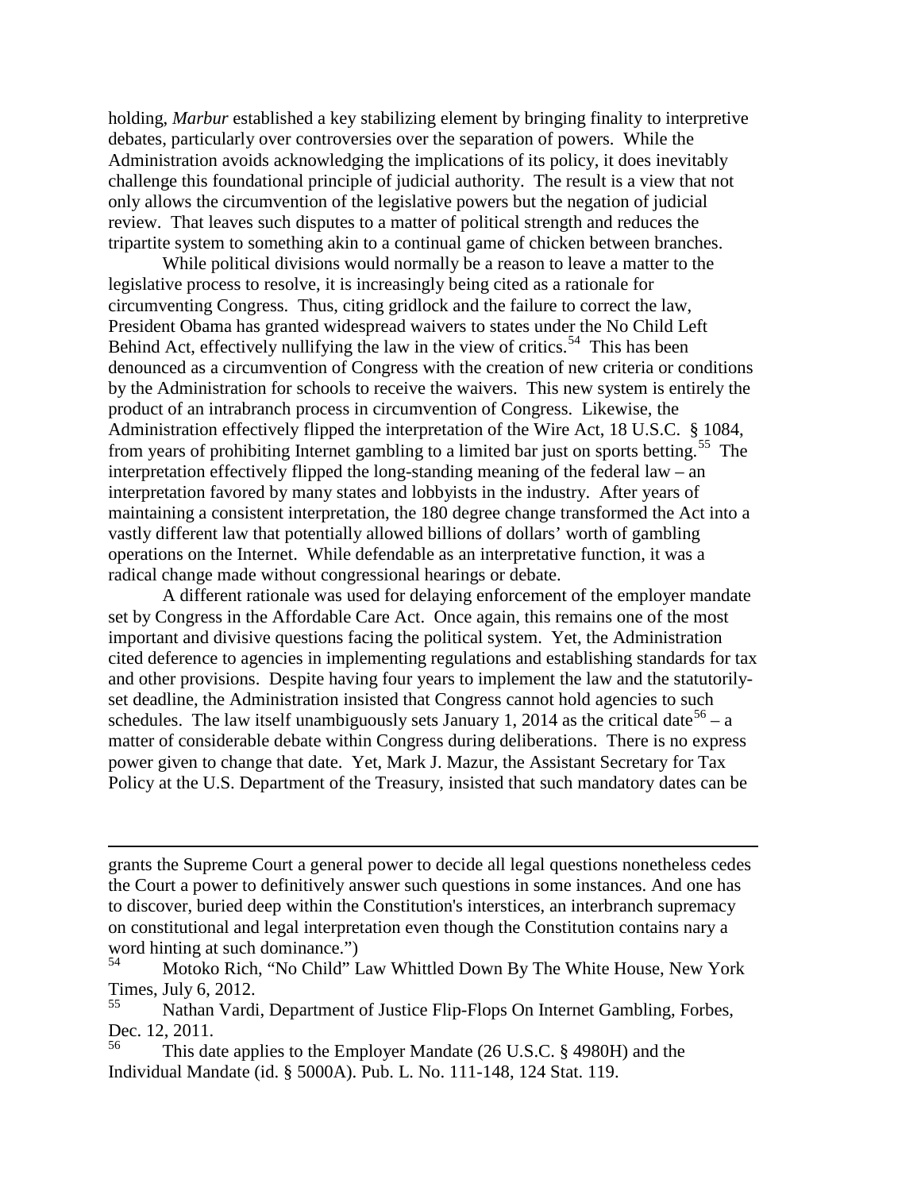holding, *Marbur* established a key stabilizing element by bringing finality to interpretive debates, particularly over controversies over the separation of powers. While the Administration avoids acknowledging the implications of its policy, it does inevitably challenge this foundational principle of judicial authority. The result is a view that not only allows the circumvention of the legislative powers but the negation of judicial review. That leaves such disputes to a matter of political strength and reduces the tripartite system to something akin to a continual game of chicken between branches.

While political divisions would normally be a reason to leave a matter to the legislative process to resolve, it is increasingly being cited as a rationale for circumventing Congress. Thus, citing gridlock and the failure to correct the law, President Obama has granted widespread waivers to states under the No Child Left Behind Act, effectively nullifying the law in the view of critics.[54] This has been denounced as a circumvention of Congress with the creation of new criteria or conditions by the Administration for schools to receive the waivers. This new system is entirely the product of an intrabranch process in circumvention of Congress. Likewise, the Administration effectively flipped the interpretation of the Wire Act, 18 U.S.C. § 1084, from years of prohibiting Internet gambling to a limited bar just on sports betting.[55] The interpretation effectively flipped the long-standing meaning of the federal law – an interpretation favored by many states and lobbyists in the industry. After years of maintaining a consistent interpretation, the 180 degree change transformed the Act into a vastly different law that potentially allowed billions of dollars' worth of gambling operations on the Internet. While defendable as an interpretative function, it was a radical change made without congressional hearings or debate.

A different rationale was used for delaying enforcement of the employer mandate set by Congress in the Affordable Care Act. Once again, this remains one of the most important and divisive questions facing the political system. Yet, the Administration cited deference to agencies in implementing regulations and establishing standards for tax and other provisions. Despite having four years to implement the law and the statutorily-set deadline, the Administration insisted that Congress cannot hold agencies to such schedules. The law itself unambiguously sets January 1, 2014 as the critical date[56] – a matter of considerable debate within Congress during deliberations. There is no express power given to change that date. Yet, Mark J. Mazur, the Assistant Secretary for Tax Policy at the U.S. Department of the Treasury, insisted that such mandatory dates can be

---

grants the Supreme Court a general power to decide all legal questions nonetheless cedes the Court a power to definitively answer such questions in some instances. And one has to discover, buried deep within the Constitution's interstices, an interbranch supremacy on constitutional and legal interpretation even though the Constitution contains nary a word hinting at such dominance.")

[54] Motoko Rich, "No Child" Law Whittled Down By The White House, New York Times, July 6, 2012.

[55] Nathan Vardi, Department of Justice Flip-Flops On Internet Gambling, Forbes, Dec. 12, 2011.

[56] This date applies to the Employer Mandate (26 U.S.C. § 4980H) and the Individual Mandate (id. § 5000A). Pub. L. No. 111-148, 124 Stat. 119.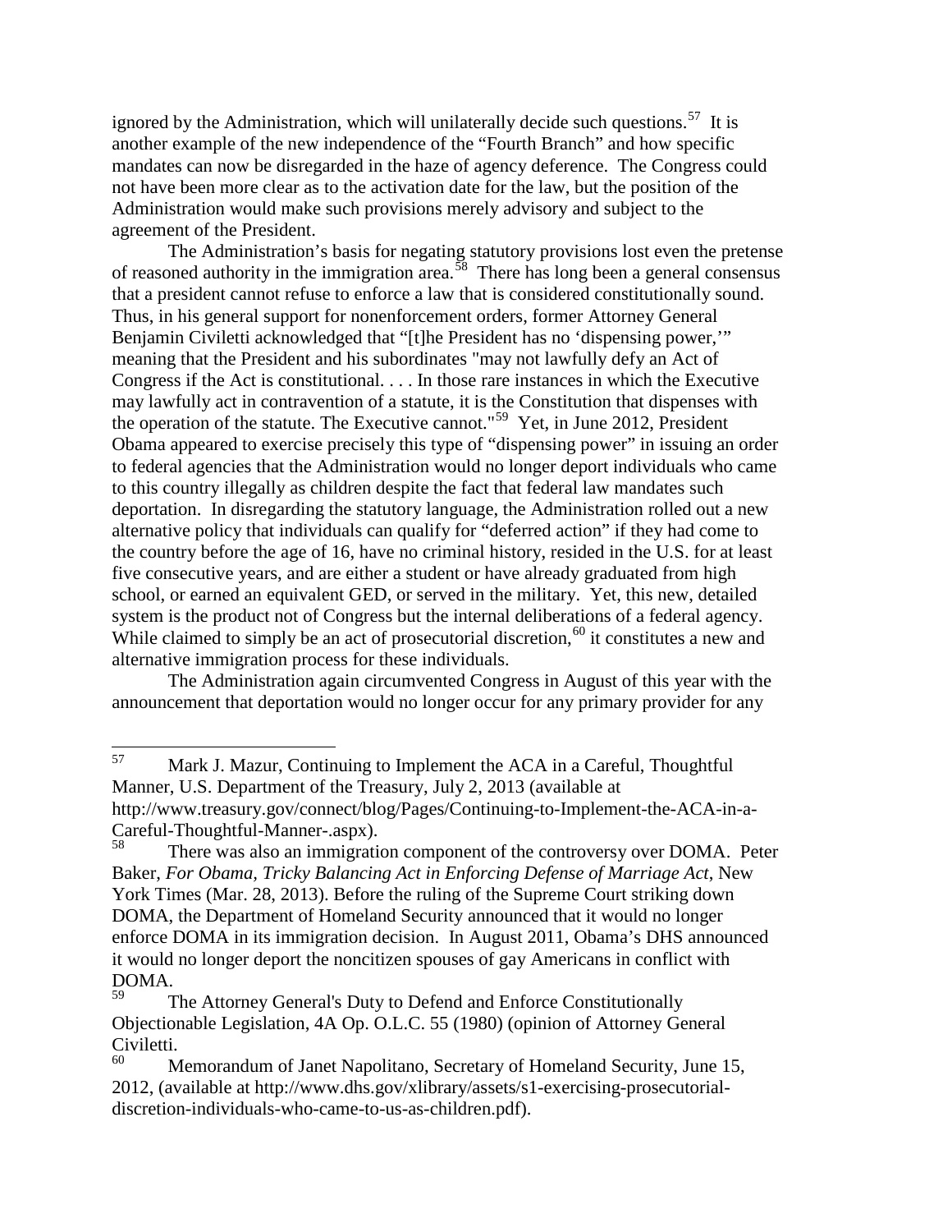ignored by the Administration, which will unilaterally decide such questions.[57] It is another example of the new independence of the "Fourth Branch" and how specific mandates can now be disregarded in the haze of agency deference. The Congress could not have been more clear as to the activation date for the law, but the position of the Administration would make such provisions merely advisory and subject to the agreement of the President.

The Administration's basis for negating statutory provisions lost even the pretense of reasoned authority in the immigration area.[58] There has long been a general consensus that a president cannot refuse to enforce a law that is considered constitutionally sound. Thus, in his general support for nonenforcement orders, former Attorney General Benjamin Civiletti acknowledged that "[t]he President has no 'dispensing power,'" meaning that the President and his subordinates "may not lawfully defy an Act of Congress if the Act is constitutional. . . . In those rare instances in which the Executive may lawfully act in contravention of a statute, it is the Constitution that dispenses with the operation of the statute. The Executive cannot."[59] Yet, in June 2012, President Obama appeared to exercise precisely this type of "dispensing power" in issuing an order to federal agencies that the Administration would no longer deport individuals who came to this country illegally as children despite the fact that federal law mandates such deportation. In disregarding the statutory language, the Administration rolled out a new alternative policy that individuals can qualify for "deferred action" if they had come to the country before the age of 16, have no criminal history, resided in the U.S. for at least five consecutive years, and are either a student or have already graduated from high school, or earned an equivalent GED, or served in the military. Yet, this new, detailed system is the product not of Congress but the internal deliberations of a federal agency. While claimed to simply be an act of prosecutorial discretion,[60] it constitutes a new and alternative immigration process for these individuals.

The Administration again circumvented Congress in August of this year with the announcement that deportation would no longer occur for any primary provider for any

---

[57] Mark J. Mazur, Continuing to Implement the ACA in a Careful, Thoughtful Manner, U.S. Department of the Treasury, July 2, 2013 (available at http://www.treasury.gov/connect/blog/Pages/Continuing-to-Implement-the-ACA-in-a-Careful-Thoughtful-Manner-.aspx).

[58] There was also an immigration component of the controversy over DOMA. Peter Baker, *For Obama, Tricky Balancing Act in Enforcing Defense of Marriage Act*, New York Times (Mar. 28, 2013). Before the ruling of the Supreme Court striking down DOMA, the Department of Homeland Security announced that it would no longer enforce DOMA in its immigration decision. In August 2011, Obama's DHS announced it would no longer deport the noncitizen spouses of gay Americans in conflict with DOMA.

[59] The Attorney General's Duty to Defend and Enforce Constitutionally Objectionable Legislation, 4A Op. O.L.C. 55 (1980) (opinion of Attorney General Civiletti.

[60] Memorandum of Janet Napolitano, Secretary of Homeland Security, June 15, 2012, (available at http://www.dhs.gov/xlibrary/assets/s1-exercising-prosecutorial-discretion-individuals-who-came-to-us-as-children.pdf).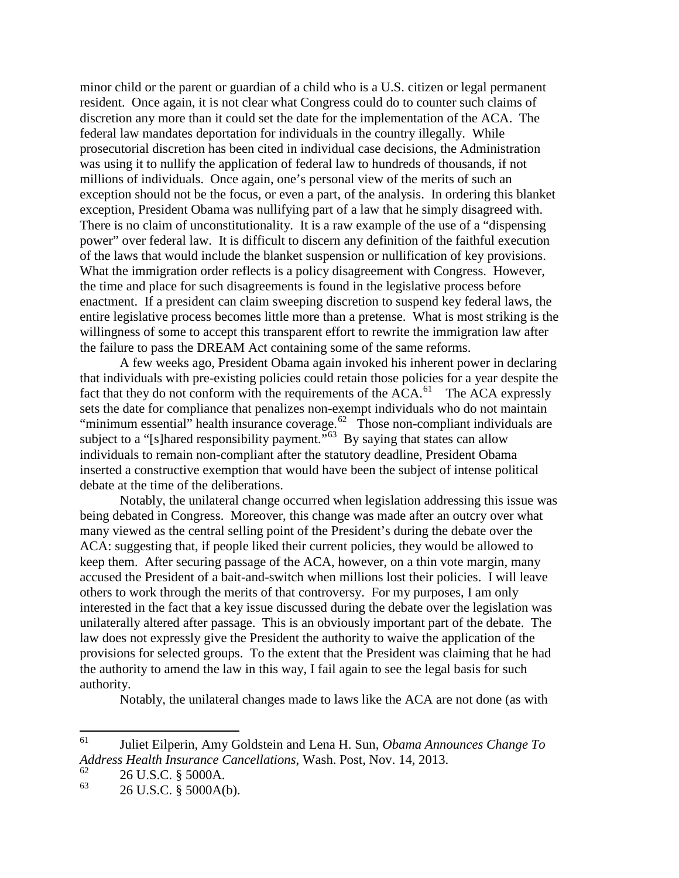minor child or the parent or guardian of a child who is a U.S. citizen or legal permanent resident. Once again, it is not clear what Congress could do to counter such claims of discretion any more than it could set the date for the implementation of the ACA. The federal law mandates deportation for individuals in the country illegally. While prosecutorial discretion has been cited in individual case decisions, the Administration was using it to nullify the application of federal law to hundreds of thousands, if not millions of individuals. Once again, one's personal view of the merits of such an exception should not be the focus, or even a part, of the analysis. In ordering this blanket exception, President Obama was nullifying part of a law that he simply disagreed with. There is no claim of unconstitutionality. It is a raw example of the use of a "dispensing power" over federal law. It is difficult to discern any definition of the faithful execution of the laws that would include the blanket suspension or nullification of key provisions. What the immigration order reflects is a policy disagreement with Congress. However, the time and place for such disagreements is found in the legislative process before enactment. If a president can claim sweeping discretion to suspend key federal laws, the entire legislative process becomes little more than a pretense. What is most striking is the willingness of some to accept this transparent effort to rewrite the immigration law after the failure to pass the DREAM Act containing some of the same reforms.

A few weeks ago, President Obama again invoked his inherent power in declaring that individuals with pre-existing policies could retain those policies for a year despite the fact that they do not conform with the requirements of the ACA.[61] The ACA expressly sets the date for compliance that penalizes non-exempt individuals who do not maintain "minimum essential" health insurance coverage.[62] Those non-compliant individuals are subject to a "[s]hared responsibility payment."[63] By saying that states can allow individuals to remain non-compliant after the statutory deadline, President Obama inserted a constructive exemption that would have been the subject of intense political debate at the time of the deliberations.

Notably, the unilateral change occurred when legislation addressing this issue was being debated in Congress. Moreover, this change was made after an outcry over what many viewed as the central selling point of the President's during the debate over the ACA: suggesting that, if people liked their current policies, they would be allowed to keep them. After securing passage of the ACA, however, on a thin vote margin, many accused the President of a bait-and-switch when millions lost their policies. I will leave others to work through the merits of that controversy. For my purposes, I am only interested in the fact that a key issue discussed during the debate over the legislation was unilaterally altered after passage. This is an obviously important part of the debate. The law does not expressly give the President the authority to waive the application of the provisions for selected groups. To the extent that the President was claiming that he had the authority to amend the law in this way, I fail again to see the legal basis for such authority.

Notably, the unilateral changes made to laws like the ACA are not done (as with

---

[61] Juliet Eilperin, Amy Goldstein and Lena H. Sun, *Obama Announces Change To Address Health Insurance Cancellations*, Wash. Post, Nov. 14, 2013.

[62] 26 U.S.C. § 5000A.

[63] 26 U.S.C. § 5000A(b).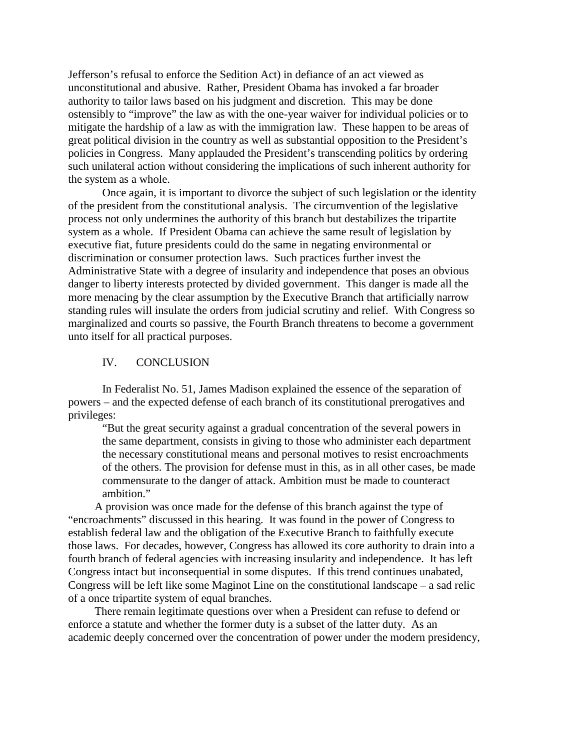Jefferson's refusal to enforce the Sedition Act) in defiance of an act viewed as unconstitutional and abusive. Rather, President Obama has invoked a far broader authority to tailor laws based on his judgment and discretion. This may be done ostensibly to "improve" the law as with the one-year waiver for individual policies or to mitigate the hardship of a law as with the immigration law. These happen to be areas of great political division in the country as well as substantial opposition to the President's policies in Congress. Many applauded the President's transcending politics by ordering such unilateral action without considering the implications of such inherent authority for the system as a whole.

Once again, it is important to divorce the subject of such legislation or the identity of the president from the constitutional analysis. The circumvention of the legislative process not only undermines the authority of this branch but destabilizes the tripartite system as a whole. If President Obama can achieve the same result of legislation by executive fiat, future presidents could do the same in negating environmental or discrimination or consumer protection laws. Such practices further invest the Administrative State with a degree of insularity and independence that poses an obvious danger to liberty interests protected by divided government. This danger is made all the more menacing by the clear assumption by the Executive Branch that artificially narrow standing rules will insulate the orders from judicial scrutiny and relief. With Congress so marginalized and courts so passive, the Fourth Branch threatens to become a government unto itself for all practical purposes.

## IV. CONCLUSION

In Federalist No. 51, James Madison explained the essence of the separation of powers – and the expected defense of each branch of its constitutional prerogatives and privileges:

> "But the great security against a gradual concentration of the several powers in the same department, consists in giving to those who administer each department the necessary constitutional means and personal motives to resist encroachments of the others. The provision for defense must in this, as in all other cases, be made commensurate to the danger of attack. Ambition must be made to counteract ambition."

A provision was once made for the defense of this branch against the type of "encroachments" discussed in this hearing. It was found in the power of Congress to establish federal law and the obligation of the Executive Branch to faithfully execute those laws. For decades, however, Congress has allowed its core authority to drain into a fourth branch of federal agencies with increasing insularity and independence. It has left Congress intact but inconsequential in some disputes. If this trend continues unabated, Congress will be left like some Maginot Line on the constitutional landscape – a sad relic of a once tripartite system of equal branches.

There remain legitimate questions over when a President can refuse to defend or enforce a statute and whether the former duty is a subset of the latter duty. As an academic deeply concerned over the concentration of power under the modern presidency,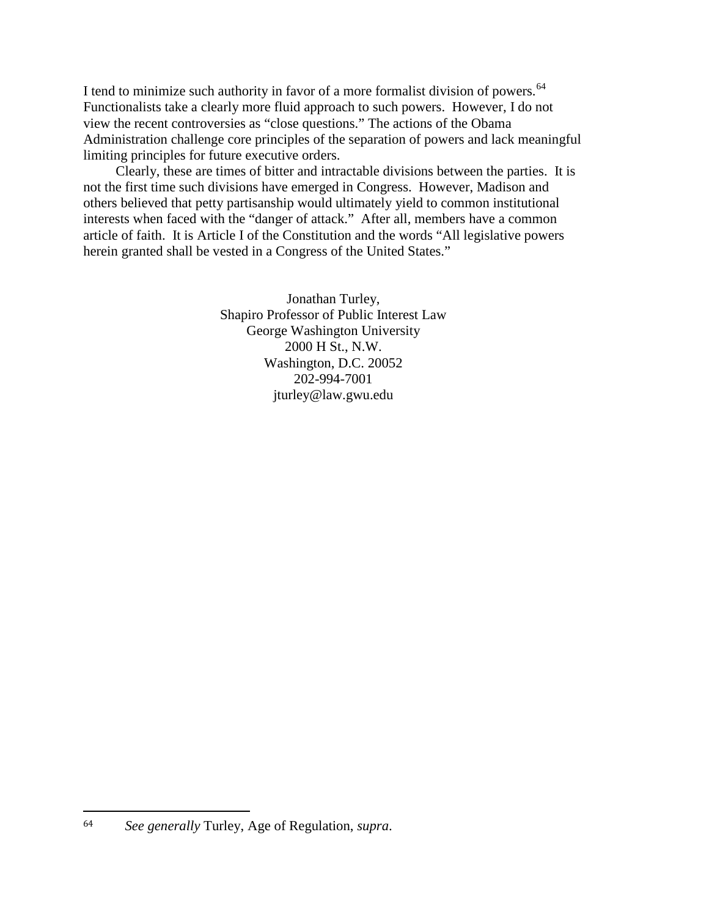I tend to minimize such authority in favor of a more formalist division of powers.[64] Functionalists take a clearly more fluid approach to such powers. However, I do not view the recent controversies as "close questions." The actions of the Obama Administration challenge core principles of the separation of powers and lack meaningful limiting principles for future executive orders.

Clearly, these are times of bitter and intractable divisions between the parties. It is not the first time such divisions have emerged in Congress. However, Madison and others believed that petty partisanship would ultimately yield to common institutional interests when faced with the "danger of attack." After all, members have a common article of faith. It is Article I of the Constitution and the words "All legislative powers herein granted shall be vested in a Congress of the United States."

Jonathan Turley,
Shapiro Professor of Public Interest Law
George Washington University
2000 H St., N.W.
Washington, D.C. 20052
202-994-7001
jturley@law.gwu.edu

---

[64] *See generally* Turley, Age of Regulation, *supra*.